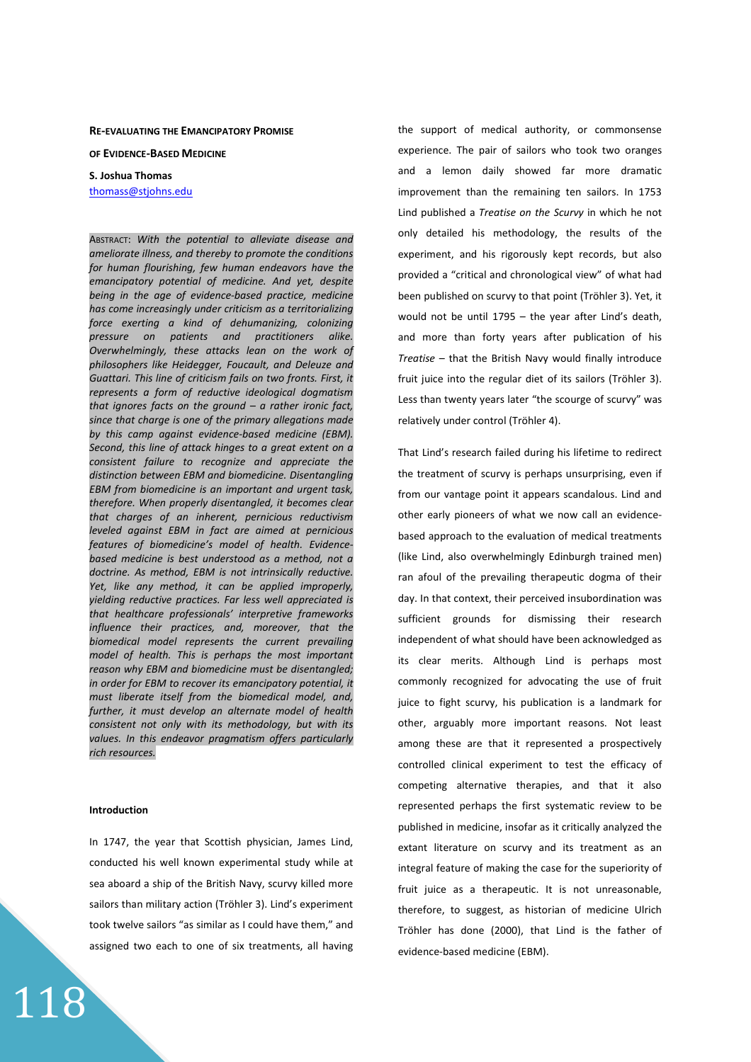# Re-evaluating the Emancipatory Promise of Evidence-Based Medicine

**S. Joshua Thomas**
thomass@stjohns.edu

Abstract: *With the potential to alleviate disease and ameliorate illness, and thereby to promote the conditions for human flourishing, few human endeavors have the emancipatory potential of medicine. And yet, despite being in the age of evidence-based practice, medicine has come increasingly under criticism as a territorializing force exerting a kind of dehumanizing, colonizing pressure on patients and practitioners alike. Overwhelmingly, these attacks lean on the work of philosophers like Heidegger, Foucault, and Deleuze and Guattari. This line of criticism fails on two fronts. First, it represents a form of reductive ideological dogmatism that ignores facts on the ground – a rather ironic fact, since that charge is one of the primary allegations made by this camp against evidence-based medicine (EBM). Second, this line of attack hinges to a great extent on a consistent failure to recognize and appreciate the distinction between EBM and biomedicine. Disentangling EBM from biomedicine is an important and urgent task, therefore. When properly disentangled, it becomes clear that charges of an inherent, pernicious reductivism leveled against EBM in fact are aimed at pernicious features of biomedicine's model of health. Evidence-based medicine is best understood as a method, not a doctrine. As method, EBM is not intrinsically reductive. Yet, like any method, it can be applied improperly, yielding reductive practices. Far less well appreciated is that healthcare professionals' interpretive frameworks influence their practices, and, moreover, that the biomedical model represents the current prevailing model of health. This is perhaps the most important reason why EBM and biomedicine must be disentangled; in order for EBM to recover its emancipatory potential, it must liberate itself from the biomedical model, and, further, it must develop an alternate model of health consistent not only with its methodology, but with its values. In this endeavor pragmatism offers particularly rich resources.*

## Introduction

In 1747, the year that Scottish physician, James Lind, conducted his well known experimental study while at sea aboard a ship of the British Navy, scurvy killed more sailors than military action (Tröhler 3). Lind's experiment took twelve sailors "as similar as I could have them," and assigned two each to one of six treatments, all having the support of medical authority, or commonsense experience. The pair of sailors who took two oranges and a lemon daily showed far more dramatic improvement than the remaining ten sailors. In 1753 Lind published a *Treatise on the Scurvy* in which he not only detailed his methodology, the results of the experiment, and his rigorously kept records, but also provided a "critical and chronological view" of what had been published on scurvy to that point (Tröhler 3). Yet, it would not be until 1795 – the year after Lind's death, and more than forty years after publication of his *Treatise* – that the British Navy would finally introduce fruit juice into the regular diet of its sailors (Tröhler 3). Less than twenty years later "the scourge of scurvy" was relatively under control (Tröhler 4).

That Lind's research failed during his lifetime to redirect the treatment of scurvy is perhaps unsurprising, even if from our vantage point it appears scandalous. Lind and other early pioneers of what we now call an evidence-based approach to the evaluation of medical treatments (like Lind, also overwhelmingly Edinburgh trained men) ran afoul of the prevailing therapeutic dogma of their day. In that context, their perceived insubordination was sufficient grounds for dismissing their research independent of what should have been acknowledged as its clear merits. Although Lind is perhaps most commonly recognized for advocating the use of fruit juice to fight scurvy, his publication is a landmark for other, arguably more important reasons. Not least among these are that it represented a prospectively controlled clinical experiment to test the efficacy of competing alternative therapies, and that it also represented perhaps the first systematic review to be published in medicine, insofar as it critically analyzed the extant literature on scurvy and its treatment as an integral feature of making the case for the superiority of fruit juice as a therapeutic. It is not unreasonable, therefore, to suggest, as historian of medicine Ulrich Tröhler has done (2000), that Lind is the father of evidence-based medicine (EBM).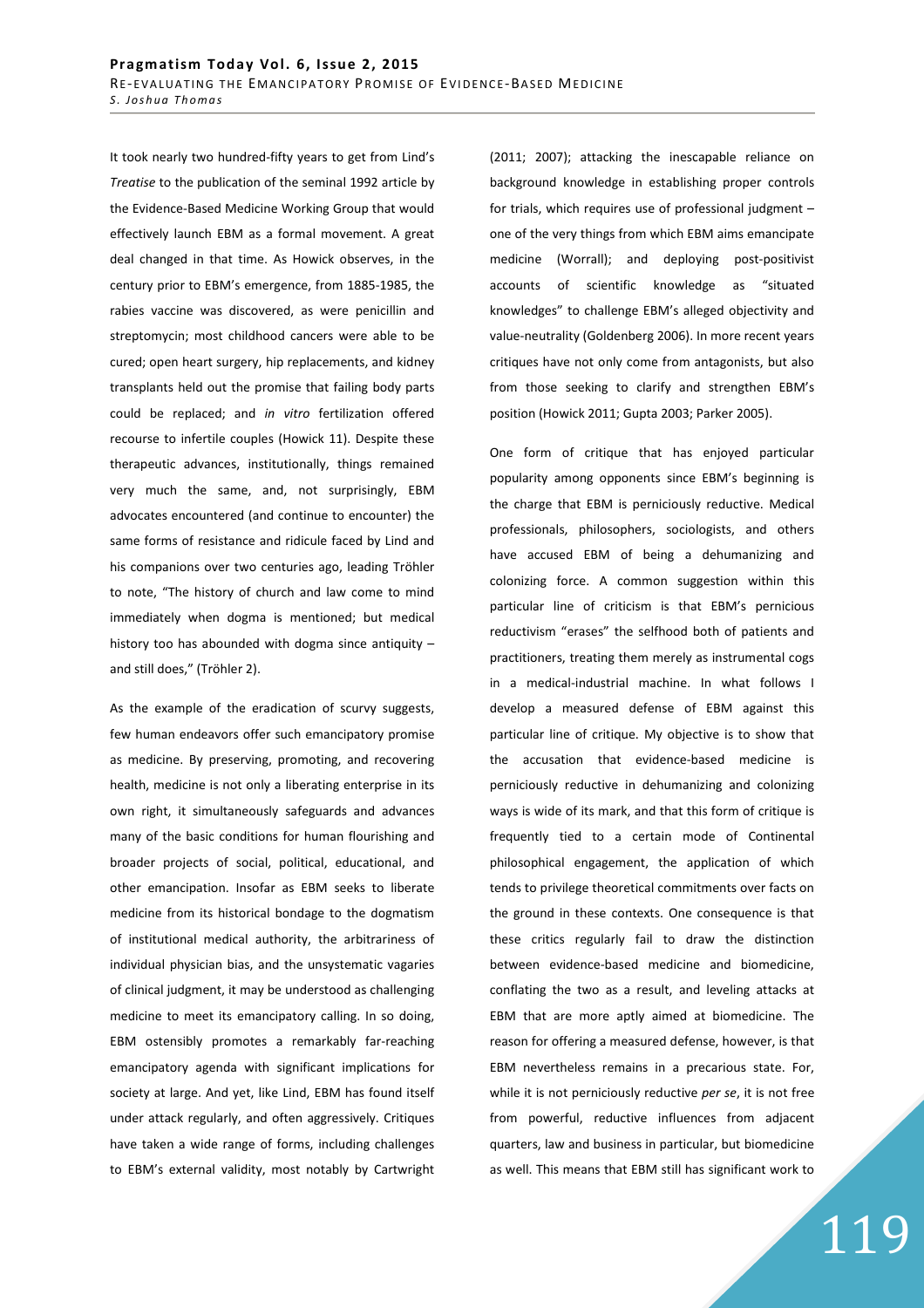It took nearly two hundred-fifty years to get from Lind's *Treatise* to the publication of the seminal 1992 article by the Evidence-Based Medicine Working Group that would effectively launch EBM as a formal movement. A great deal changed in that time. As Howick observes, in the century prior to EBM's emergence, from 1885-1985, the rabies vaccine was discovered, as were penicillin and streptomycin; most childhood cancers were able to be cured; open heart surgery, hip replacements, and kidney transplants held out the promise that failing body parts could be replaced; and *in vitro* fertilization offered recourse to infertile couples (Howick 11). Despite these therapeutic advances, institutionally, things remained very much the same, and, not surprisingly, EBM advocates encountered (and continue to encounter) the same forms of resistance and ridicule faced by Lind and his companions over two centuries ago, leading Tröhler to note, "The history of church and law come to mind immediately when dogma is mentioned; but medical history too has abounded with dogma since antiquity – and still does," (Tröhler 2).

As the example of the eradication of scurvy suggests, few human endeavors offer such emancipatory promise as medicine. By preserving, promoting, and recovering health, medicine is not only a liberating enterprise in its own right, it simultaneously safeguards and advances many of the basic conditions for human flourishing and broader projects of social, political, educational, and other emancipation. Insofar as EBM seeks to liberate medicine from its historical bondage to the dogmatism of institutional medical authority, the arbitrariness of individual physician bias, and the unsystematic vagaries of clinical judgment, it may be understood as challenging medicine to meet its emancipatory calling. In so doing, EBM ostensibly promotes a remarkably far-reaching emancipatory agenda with significant implications for society at large. And yet, like Lind, EBM has found itself under attack regularly, and often aggressively. Critiques have taken a wide range of forms, including challenges to EBM's external validity, most notably by Cartwright (2011; 2007); attacking the inescapable reliance on background knowledge in establishing proper controls for trials, which requires use of professional judgment – one of the very things from which EBM aims emancipate medicine (Worrall); and deploying post-positivist accounts of scientific knowledge as "situated knowledges" to challenge EBM's alleged objectivity and value-neutrality (Goldenberg 2006). In more recent years critiques have not only come from antagonists, but also from those seeking to clarify and strengthen EBM's position (Howick 2011; Gupta 2003; Parker 2005).

One form of critique that has enjoyed particular popularity among opponents since EBM's beginning is the charge that EBM is perniciously reductive. Medical professionals, philosophers, sociologists, and others have accused EBM of being a dehumanizing and colonizing force. A common suggestion within this particular line of criticism is that EBM's pernicious reductivism "erases" the selfhood both of patients and practitioners, treating them merely as instrumental cogs in a medical-industrial machine. In what follows I develop a measured defense of EBM against this particular line of critique. My objective is to show that the accusation that evidence-based medicine is perniciously reductive in dehumanizing and colonizing ways is wide of its mark, and that this form of critique is frequently tied to a certain mode of Continental philosophical engagement, the application of which tends to privilege theoretical commitments over facts on the ground in these contexts. One consequence is that these critics regularly fail to draw the distinction between evidence-based medicine and biomedicine, conflating the two as a result, and leveling attacks at EBM that are more aptly aimed at biomedicine. The reason for offering a measured defense, however, is that EBM nevertheless remains in a precarious state. For, while it is not perniciously reductive *per se*, it is not free from powerful, reductive influences from adjacent quarters, law and business in particular, but biomedicine as well. This means that EBM still has significant work to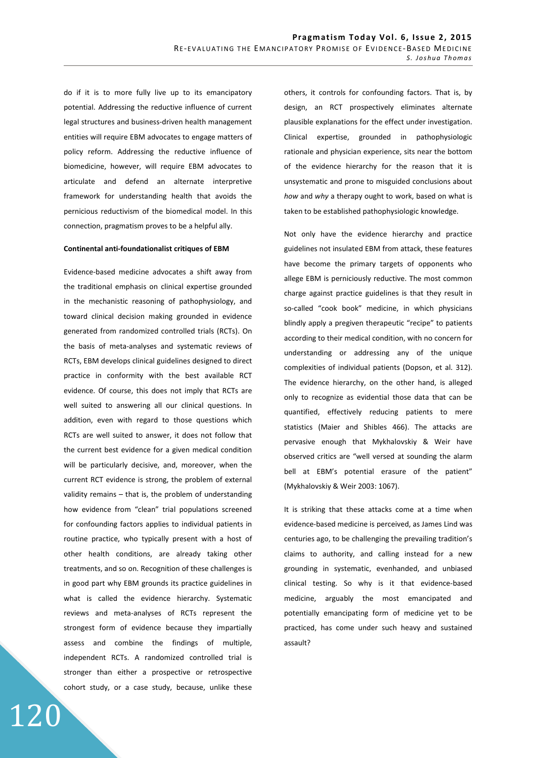do if it is to more fully live up to its emancipatory potential. Addressing the reductive influence of current legal structures and business-driven health management entities will require EBM advocates to engage matters of policy reform. Addressing the reductive influence of biomedicine, however, will require EBM advocates to articulate and defend an alternate interpretive framework for understanding health that avoids the pernicious reductivism of the biomedical model. In this connection, pragmatism proves to be a helpful ally.

**Continental anti-foundationalist critiques of EBM**

Evidence-based medicine advocates a shift away from the traditional emphasis on clinical expertise grounded in the mechanistic reasoning of pathophysiology, and toward clinical decision making grounded in evidence generated from randomized controlled trials (RCTs). On the basis of meta-analyses and systematic reviews of RCTs, EBM develops clinical guidelines designed to direct practice in conformity with the best available RCT evidence. Of course, this does not imply that RCTs are well suited to answering all our clinical questions. In addition, even with regard to those questions which RCTs are well suited to answer, it does not follow that the current best evidence for a given medical condition will be particularly decisive, and, moreover, when the current RCT evidence is strong, the problem of external validity remains – that is, the problem of understanding how evidence from "clean" trial populations screened for confounding factors applies to individual patients in routine practice, who typically present with a host of other health conditions, are already taking other treatments, and so on. Recognition of these challenges is in good part why EBM grounds its practice guidelines in what is called the evidence hierarchy. Systematic reviews and meta-analyses of RCTs represent the strongest form of evidence because they impartially assess and combine the findings of multiple, independent RCTs. A randomized controlled trial is stronger than either a prospective or retrospective cohort study, or a case study, because, unlike these others, it controls for confounding factors. That is, by design, an RCT prospectively eliminates alternate plausible explanations for the effect under investigation. Clinical expertise, grounded in pathophysiologic rationale and physician experience, sits near the bottom of the evidence hierarchy for the reason that it is unsystematic and prone to misguided conclusions about *how* and *why* a therapy ought to work, based on what is taken to be established pathophysiologic knowledge.

Not only have the evidence hierarchy and practice guidelines not insulated EBM from attack, these features have become the primary targets of opponents who allege EBM is perniciously reductive. The most common charge against practice guidelines is that they result in so-called "cook book" medicine, in which physicians blindly apply a pregiven therapeutic "recipe" to patients according to their medical condition, with no concern for understanding or addressing any of the unique complexities of individual patients (Dopson, et al. 312). The evidence hierarchy, on the other hand, is alleged only to recognize as evidential those data that can be quantified, effectively reducing patients to mere statistics (Maier and Shibles 466). The attacks are pervasive enough that Mykhalovskiy & Weir have observed critics are "well versed at sounding the alarm bell at EBM's potential erasure of the patient" (Mykhalovskiy & Weir 2003: 1067).

It is striking that these attacks come at a time when evidence-based medicine is perceived, as James Lind was centuries ago, to be challenging the prevailing tradition's claims to authority, and calling instead for a new grounding in systematic, evenhanded, and unbiased clinical testing. So why is it that evidence-based medicine, arguably the most emancipated and potentially emancipating form of medicine yet to be practiced, has come under such heavy and sustained assault?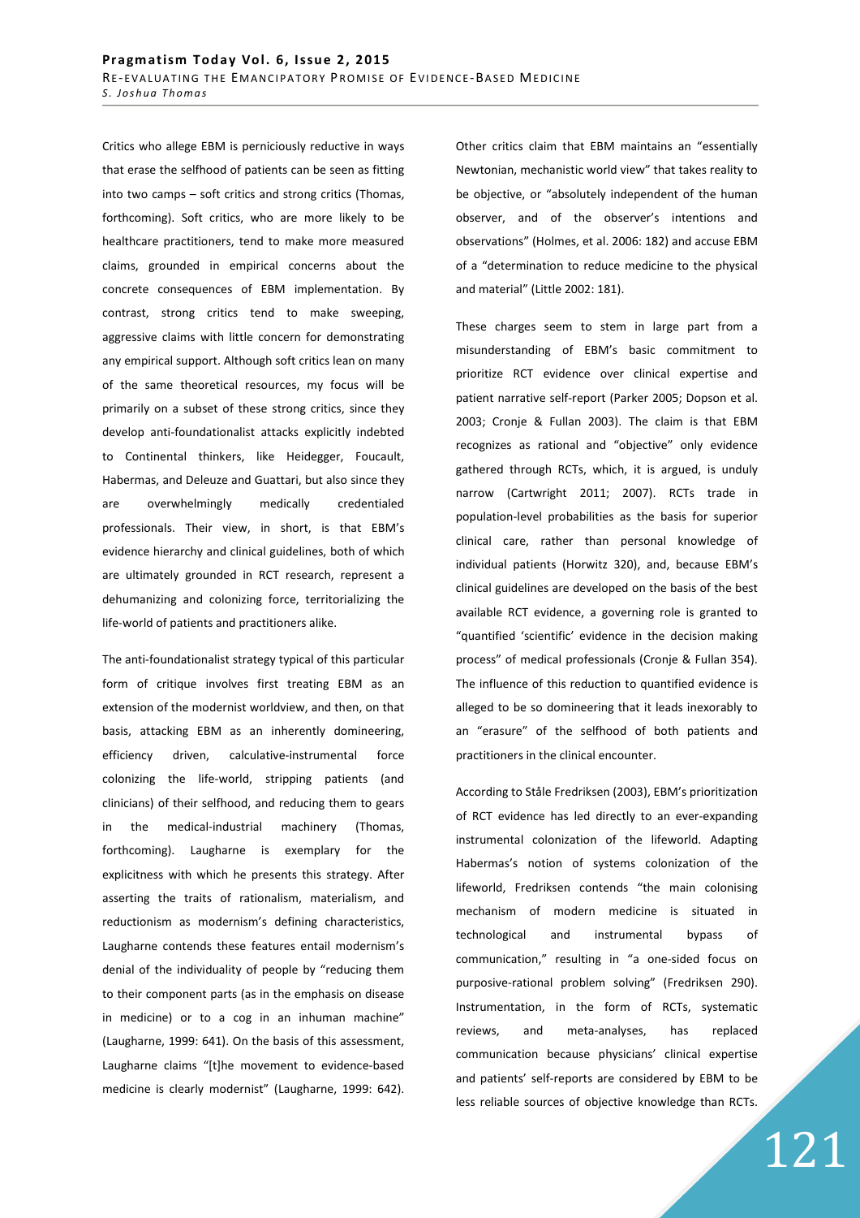Critics who allege EBM is perniciously reductive in ways that erase the selfhood of patients can be seen as fitting into two camps – soft critics and strong critics (Thomas, forthcoming). Soft critics, who are more likely to be healthcare practitioners, tend to make more measured claims, grounded in empirical concerns about the concrete consequences of EBM implementation. By contrast, strong critics tend to make sweeping, aggressive claims with little concern for demonstrating any empirical support. Although soft critics lean on many of the same theoretical resources, my focus will be primarily on a subset of these strong critics, since they develop anti-foundationalist attacks explicitly indebted to Continental thinkers, like Heidegger, Foucault, Habermas, and Deleuze and Guattari, but also since they are overwhelmingly medically credentialed professionals. Their view, in short, is that EBM's evidence hierarchy and clinical guidelines, both of which are ultimately grounded in RCT research, represent a dehumanizing and colonizing force, territorializing the life-world of patients and practitioners alike.

The anti-foundationalist strategy typical of this particular form of critique involves first treating EBM as an extension of the modernist worldview, and then, on that basis, attacking EBM as an inherently domineering, efficiency driven, calculative-instrumental force colonizing the life-world, stripping patients (and clinicians) of their selfhood, and reducing them to gears in the medical-industrial machinery (Thomas, forthcoming). Laugharne is exemplary for the explicitness with which he presents this strategy. After asserting the traits of rationalism, materialism, and reductionism as modernism's defining characteristics, Laugharne contends these features entail modernism's denial of the individuality of people by "reducing them to their component parts (as in the emphasis on disease in medicine) or to a cog in an inhuman machine" (Laugharne, 1999: 641). On the basis of this assessment, Laugharne claims "[t]he movement to evidence-based medicine is clearly modernist" (Laugharne, 1999: 642).

Other critics claim that EBM maintains an "essentially Newtonian, mechanistic world view" that takes reality to be objective, or "absolutely independent of the human observer, and of the observer's intentions and observations" (Holmes, et al. 2006: 182) and accuse EBM of a "determination to reduce medicine to the physical and material" (Little 2002: 181).

These charges seem to stem in large part from a misunderstanding of EBM's basic commitment to prioritize RCT evidence over clinical expertise and patient narrative self-report (Parker 2005; Dopson et al. 2003; Cronje & Fullan 2003). The claim is that EBM recognizes as rational and "objective" only evidence gathered through RCTs, which, it is argued, is unduly narrow (Cartwright 2011; 2007). RCTs trade in population-level probabilities as the basis for superior clinical care, rather than personal knowledge of individual patients (Horwitz 320), and, because EBM's clinical guidelines are developed on the basis of the best available RCT evidence, a governing role is granted to "quantified 'scientific' evidence in the decision making process" of medical professionals (Cronje & Fullan 354). The influence of this reduction to quantified evidence is alleged to be so domineering that it leads inexorably to an "erasure" of the selfhood of both patients and practitioners in the clinical encounter.

According to Ståle Fredriksen (2003), EBM's prioritization of RCT evidence has led directly to an ever-expanding instrumental colonization of the lifeworld. Adapting Habermas's notion of systems colonization of the lifeworld, Fredriksen contends "the main colonising mechanism of modern medicine is situated in technological and instrumental bypass of communication," resulting in "a one-sided focus on purposive-rational problem solving" (Fredriksen 290). Instrumentation, in the form of RCTs, systematic reviews, and meta-analyses, has replaced communication because physicians' clinical expertise and patients' self-reports are considered by EBM to be less reliable sources of objective knowledge than RCTs.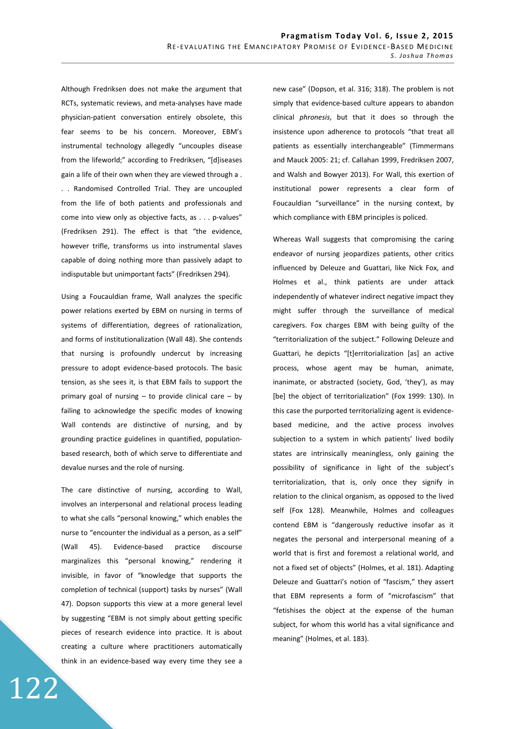Although Fredriksen does not make the argument that RCTs, systematic reviews, and meta-analyses have made physician-patient conversation entirely obsolete, this fear seems to be his concern. Moreover, EBM's instrumental technology allegedly "uncouples disease from the lifeworld;" according to Fredriksen, "[d]iseases gain a life of their own when they are viewed through a . . . Randomised Controlled Trial. They are uncoupled from the life of both patients and professionals and come into view only as objective facts, as . . . p-values" (Fredriksen 291). The effect is that "the evidence, however trifle, transforms us into instrumental slaves capable of doing nothing more than passively adapt to indisputable but unimportant facts" (Fredriksen 294).

Using a Foucauldian frame, Wall analyzes the specific power relations exerted by EBM on nursing in terms of systems of differentiation, degrees of rationalization, and forms of institutionalization (Wall 48). She contends that nursing is profoundly undercut by increasing pressure to adopt evidence-based protocols. The basic tension, as she sees it, is that EBM fails to support the primary goal of nursing – to provide clinical care – by failing to acknowledge the specific modes of knowing Wall contends are distinctive of nursing, and by grounding practice guidelines in quantified, population-based research, both of which serve to differentiate and devalue nurses and the role of nursing.

The care distinctive of nursing, according to Wall, involves an interpersonal and relational process leading to what she calls "personal knowing," which enables the nurse to "encounter the individual as a person, as a self" (Wall 45). Evidence-based practice discourse marginalizes this "personal knowing," rendering it invisible, in favor of "knowledge that supports the completion of technical (support) tasks by nurses" (Wall 47). Dopson supports this view at a more general level by suggesting "EBM is not simply about getting specific pieces of research evidence into practice. It is about creating a culture where practitioners automatically think in an evidence-based way every time they see a new case" (Dopson, et al. 316; 318). The problem is not simply that evidence-based culture appears to abandon clinical *phronesis*, but that it does so through the insistence upon adherence to protocols "that treat all patients as essentially interchangeable" (Timmermans and Mauck 2005: 21; cf. Callahan 1999, Fredriksen 2007, and Walsh and Bowyer 2013). For Wall, this exertion of institutional power represents a clear form of Foucauldian "surveillance" in the nursing context, by which compliance with EBM principles is policed.

Whereas Wall suggests that compromising the caring endeavor of nursing jeopardizes patients, other critics influenced by Deleuze and Guattari, like Nick Fox, and Holmes et al., think patients are under attack independently of whatever indirect negative impact they might suffer through the surveillance of medical caregivers. Fox charges EBM with being guilty of the "territorialization of the subject." Following Deleuze and Guattari, he depicts "[t]erritorialization [as] an active process, whose agent may be human, animate, inanimate, or abstracted (society, God, 'they'), as may [be] the object of territorialization" (Fox 1999: 130). In this case the purported territorializing agent is evidence-based medicine, and the active process involves subjection to a system in which patients' lived bodily states are intrinsically meaningless, only gaining the possibility of significance in light of the subject's territorialization, that is, only once they signify in relation to the clinical organism, as opposed to the lived self (Fox 128). Meanwhile, Holmes and colleagues contend EBM is "dangerously reductive insofar as it negates the personal and interpersonal meaning of a world that is first and foremost a relational world, and not a fixed set of objects" (Holmes, et al. 181). Adapting Deleuze and Guattari's notion of "fascism," they assert that EBM represents a form of "microfascism" that "fetishises the object at the expense of the human subject, for whom this world has a vital significance and meaning" (Holmes, et al. 183).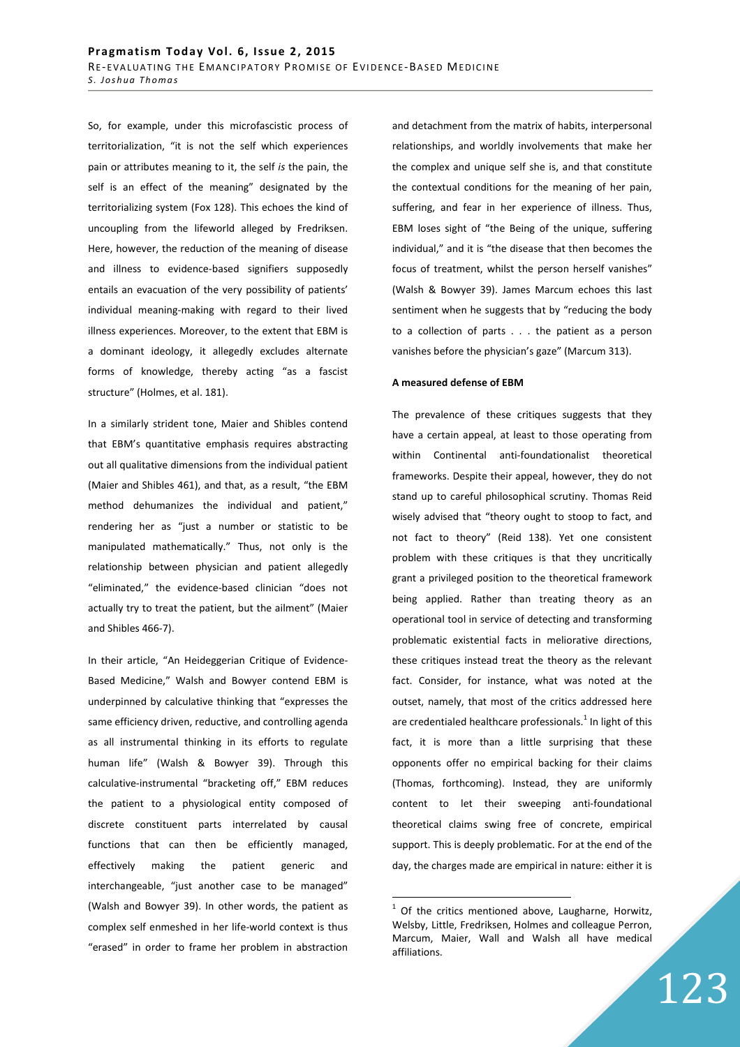So, for example, under this microfascistic process of territorialization, "it is not the self which experiences pain or attributes meaning to it, the self *is* the pain, the self is an effect of the meaning" designated by the territorializing system (Fox 128). This echoes the kind of uncoupling from the lifeworld alleged by Fredriksen. Here, however, the reduction of the meaning of disease and illness to evidence-based signifiers supposedly entails an evacuation of the very possibility of patients' individual meaning-making with regard to their lived illness experiences. Moreover, to the extent that EBM is a dominant ideology, it allegedly excludes alternate forms of knowledge, thereby acting "as a fascist structure" (Holmes, et al. 181).

In a similarly strident tone, Maier and Shibles contend that EBM's quantitative emphasis requires abstracting out all qualitative dimensions from the individual patient (Maier and Shibles 461), and that, as a result, "the EBM method dehumanizes the individual and patient," rendering her as "just a number or statistic to be manipulated mathematically." Thus, not only is the relationship between physician and patient allegedly "eliminated," the evidence-based clinician "does not actually try to treat the patient, but the ailment" (Maier and Shibles 466-7).

In their article, "An Heideggerian Critique of Evidence-Based Medicine," Walsh and Bowyer contend EBM is underpinned by calculative thinking that "expresses the same efficiency driven, reductive, and controlling agenda as all instrumental thinking in its efforts to regulate human life" (Walsh & Bowyer 39). Through this calculative-instrumental "bracketing off," EBM reduces the patient to a physiological entity composed of discrete constituent parts interrelated by causal functions that can then be efficiently managed, effectively making the patient generic and interchangeable, "just another case to be managed" (Walsh and Bowyer 39). In other words, the patient as complex self enmeshed in her life-world context is thus "erased" in order to frame her problem in abstraction and detachment from the matrix of habits, interpersonal relationships, and worldly involvements that make her the complex and unique self she is, and that constitute the contextual conditions for the meaning of her pain, suffering, and fear in her experience of illness. Thus, EBM loses sight of "the Being of the unique, suffering individual," and it is "the disease that then becomes the focus of treatment, whilst the person herself vanishes" (Walsh & Bowyer 39). James Marcum echoes this last sentiment when he suggests that by "reducing the body to a collection of parts . . . the patient as a person vanishes before the physician's gaze" (Marcum 313).

**A measured defense of EBM**

The prevalence of these critiques suggests that they have a certain appeal, at least to those operating from within Continental anti-foundationalist theoretical frameworks. Despite their appeal, however, they do not stand up to careful philosophical scrutiny. Thomas Reid wisely advised that "theory ought to stoop to fact, and not fact to theory" (Reid 138). Yet one consistent problem with these critiques is that they uncritically grant a privileged position to the theoretical framework being applied. Rather than treating theory as an operational tool in service of detecting and transforming problematic existential facts in meliorative directions, these critiques instead treat the theory as the relevant fact. Consider, for instance, what was noted at the outset, namely, that most of the critics addressed here are credentialed healthcare professionals.[1] In light of this fact, it is more than a little surprising that these opponents offer no empirical backing for their claims (Thomas, forthcoming). Instead, they are uniformly content to let their sweeping anti-foundational theoretical claims swing free of concrete, empirical support. This is deeply problematic. For at the end of the day, the charges made are empirical in nature: either it is

[1] Of the critics mentioned above, Laugharne, Horwitz, Welsby, Little, Fredriksen, Holmes and colleague Perron, Marcum, Maier, Wall and Walsh all have medical affiliations.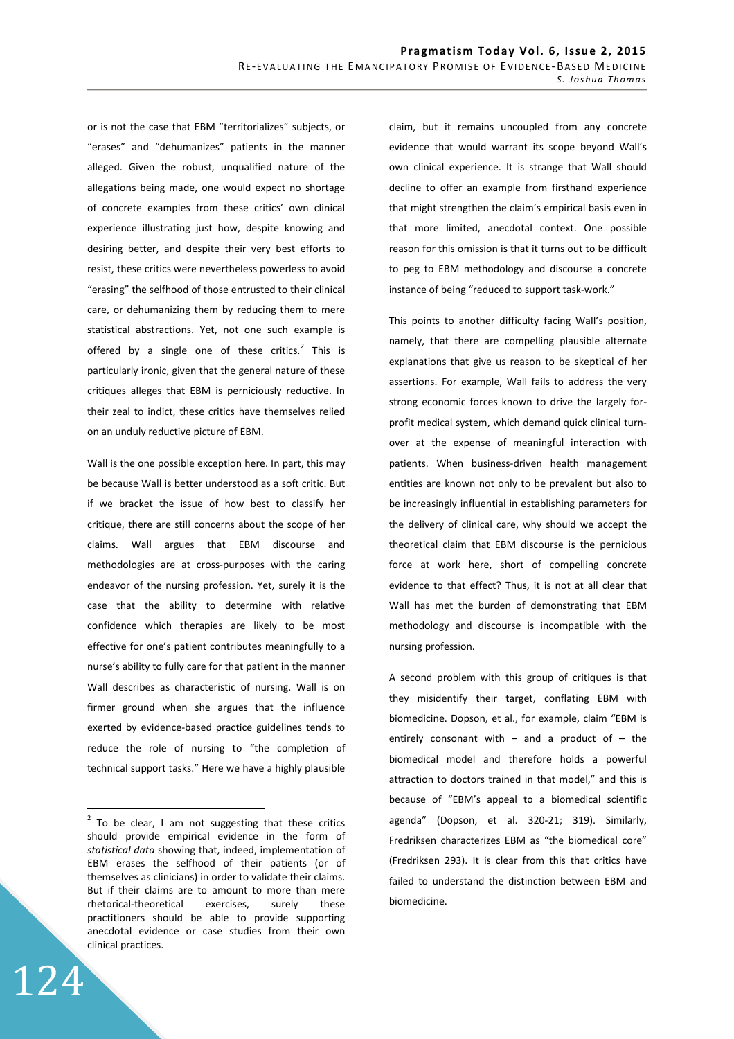or is not the case that EBM "territorializes" subjects, or "erases" and "dehumanizes" patients in the manner alleged. Given the robust, unqualified nature of the allegations being made, one would expect no shortage of concrete examples from these critics' own clinical experience illustrating just how, despite knowing and desiring better, and despite their very best efforts to resist, these critics were nevertheless powerless to avoid "erasing" the selfhood of those entrusted to their clinical care, or dehumanizing them by reducing them to mere statistical abstractions. Yet, not one such example is offered by a single one of these critics.[2] This is particularly ironic, given that the general nature of these critiques alleges that EBM is perniciously reductive. In their zeal to indict, these critics have themselves relied on an unduly reductive picture of EBM.

Wall is the one possible exception here. In part, this may be because Wall is better understood as a soft critic. But if we bracket the issue of how best to classify her critique, there are still concerns about the scope of her claims. Wall argues that EBM discourse and methodologies are at cross-purposes with the caring endeavor of the nursing profession. Yet, surely it is the case that the ability to determine with relative confidence which therapies are likely to be most effective for one's patient contributes meaningfully to a nurse's ability to fully care for that patient in the manner Wall describes as characteristic of nursing. Wall is on firmer ground when she argues that the influence exerted by evidence-based practice guidelines tends to reduce the role of nursing to "the completion of technical support tasks." Here we have a highly plausible claim, but it remains uncoupled from any concrete evidence that would warrant its scope beyond Wall's own clinical experience. It is strange that Wall should decline to offer an example from firsthand experience that might strengthen the claim's empirical basis even in that more limited, anecdotal context. One possible reason for this omission is that it turns out to be difficult to peg to EBM methodology and discourse a concrete instance of being "reduced to support task-work."

This points to another difficulty facing Wall's position, namely, that there are compelling plausible alternate explanations that give us reason to be skeptical of her assertions. For example, Wall fails to address the very strong economic forces known to drive the largely for-profit medical system, which demand quick clinical turn-over at the expense of meaningful interaction with patients. When business-driven health management entities are known not only to be prevalent but also to be increasingly influential in establishing parameters for the delivery of clinical care, why should we accept the theoretical claim that EBM discourse is the pernicious force at work here, short of compelling concrete evidence to that effect? Thus, it is not at all clear that Wall has met the burden of demonstrating that EBM methodology and discourse is incompatible with the nursing profession.

A second problem with this group of critiques is that they misidentify their target, conflating EBM with biomedicine. Dopson, et al., for example, claim "EBM is entirely consonant with – and a product of – the biomedical model and therefore holds a powerful attraction to doctors trained in that model," and this is because of "EBM's appeal to a biomedical scientific agenda" (Dopson, et al. 320-21; 319). Similarly, Fredriksen characterizes EBM as "the biomedical core" (Fredriksen 293). It is clear from this that critics have failed to understand the distinction between EBM and biomedicine.

---

[2] To be clear, I am not suggesting that these critics should provide empirical evidence in the form of *statistical data* showing that, indeed, implementation of EBM erases the selfhood of their patients (or of themselves as clinicians) in order to validate their claims. But if their claims are to amount to more than mere rhetorical-theoretical exercises, surely these practitioners should be able to provide supporting anecdotal evidence or case studies from their own clinical practices.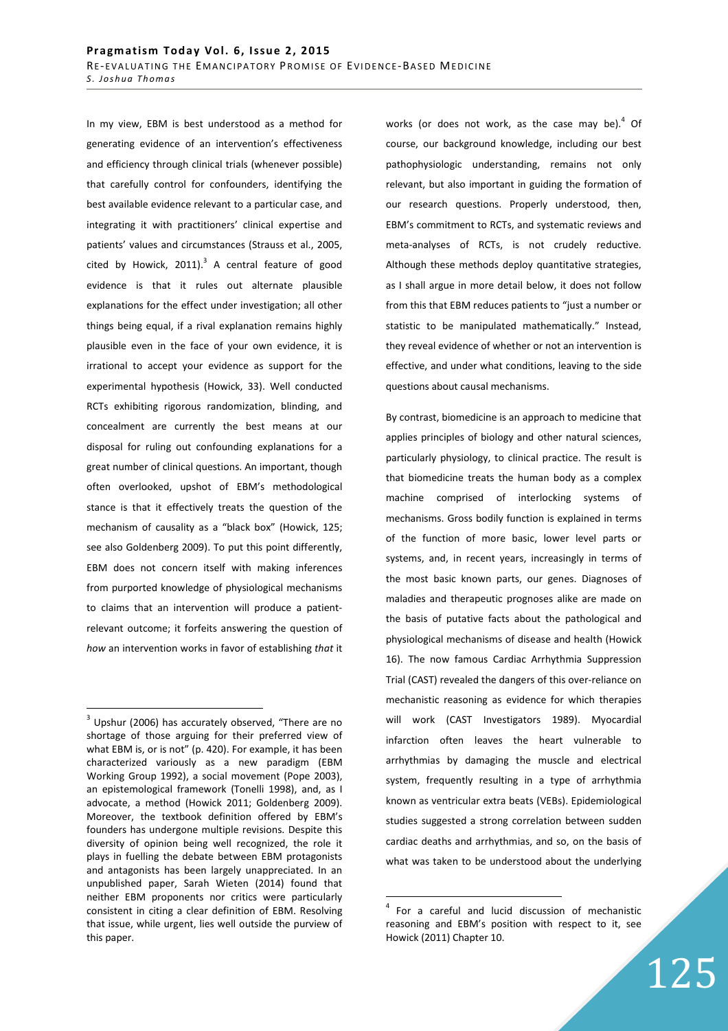In my view, EBM is best understood as a method for generating evidence of an intervention's effectiveness and efficiency through clinical trials (whenever possible) that carefully control for confounders, identifying the best available evidence relevant to a particular case, and integrating it with practitioners' clinical expertise and patients' values and circumstances (Strauss et al., 2005, cited by Howick, 2011).[3] A central feature of good evidence is that it rules out alternate plausible explanations for the effect under investigation; all other things being equal, if a rival explanation remains highly plausible even in the face of your own evidence, it is irrational to accept your evidence as support for the experimental hypothesis (Howick, 33). Well conducted RCTs exhibiting rigorous randomization, blinding, and concealment are currently the best means at our disposal for ruling out confounding explanations for a great number of clinical questions. An important, though often overlooked, upshot of EBM's methodological stance is that it effectively treats the question of the mechanism of causality as a "black box" (Howick, 125; see also Goldenberg 2009). To put this point differently, EBM does not concern itself with making inferences from purported knowledge of physiological mechanisms to claims that an intervention will produce a patient-relevant outcome; it forfeits answering the question of *how* an intervention works in favor of establishing *that* it works (or does not work, as the case may be).[4] Of course, our background knowledge, including our best pathophysiologic understanding, remains not only relevant, but also important in guiding the formation of our research questions. Properly understood, then, EBM's commitment to RCTs, and systematic reviews and meta-analyses of RCTs, is not crudely reductive. Although these methods deploy quantitative strategies, as I shall argue in more detail below, it does not follow from this that EBM reduces patients to "just a number or statistic to be manipulated mathematically." Instead, they reveal evidence of whether or not an intervention is effective, and under what conditions, leaving to the side questions about causal mechanisms.

By contrast, biomedicine is an approach to medicine that applies principles of biology and other natural sciences, particularly physiology, to clinical practice. The result is that biomedicine treats the human body as a complex machine comprised of interlocking systems of mechanisms. Gross bodily function is explained in terms of the function of more basic, lower level parts or systems, and, in recent years, increasingly in terms of the most basic known parts, our genes. Diagnoses of maladies and therapeutic prognoses alike are made on the basis of putative facts about the pathological and physiological mechanisms of disease and health (Howick 16). The now famous Cardiac Arrhythmia Suppression Trial (CAST) revealed the dangers of this over-reliance on mechanistic reasoning as evidence for which therapies will work (CAST Investigators 1989). Myocardial infarction often leaves the heart vulnerable to arrhythmias by damaging the muscle and electrical system, frequently resulting in a type of arrhythmia known as ventricular extra beats (VEBs). Epidemiological studies suggested a strong correlation between sudden cardiac deaths and arrhythmias, and so, on the basis of what was taken to be understood about the underlying

---

[3] Upshur (2006) has accurately observed, "There are no shortage of those arguing for their preferred view of what EBM is, or is not" (p. 420). For example, it has been characterized variously as a new paradigm (EBM Working Group 1992), a social movement (Pope 2003), an epistemological framework (Tonelli 1998), and, as I advocate, a method (Howick 2011; Goldenberg 2009). Moreover, the textbook definition offered by EBM's founders has undergone multiple revisions. Despite this diversity of opinion being well recognized, the role it plays in fuelling the debate between EBM protagonists and antagonists has been largely unappreciated. In an unpublished paper, Sarah Wieten (2014) found that neither EBM proponents nor critics were particularly consistent in citing a clear definition of EBM. Resolving that issue, while urgent, lies well outside the purview of this paper.

[4] For a careful and lucid discussion of mechanistic reasoning and EBM's position with respect to it, see Howick (2011) Chapter 10.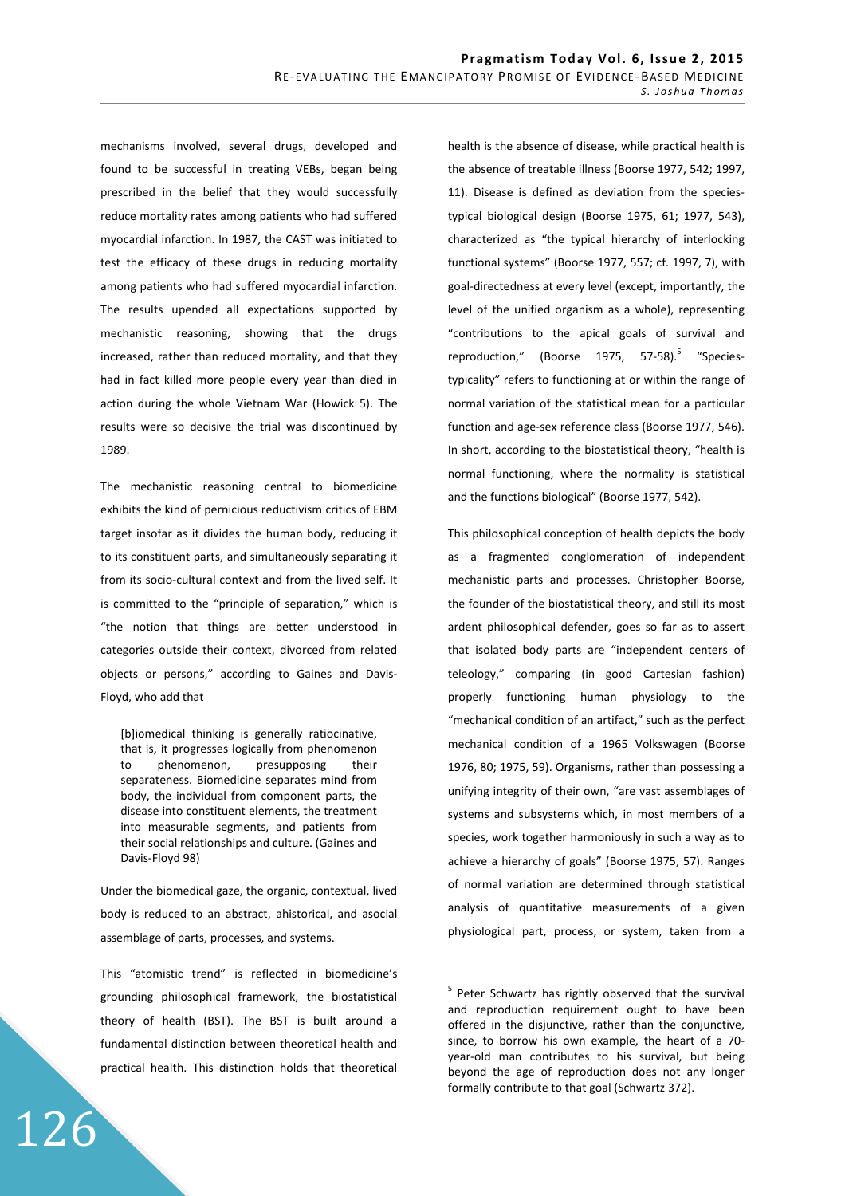mechanisms involved, several drugs, developed and found to be successful in treating VEBs, began being prescribed in the belief that they would successfully reduce mortality rates among patients who had suffered myocardial infarction. In 1987, the CAST was initiated to test the efficacy of these drugs in reducing mortality among patients who had suffered myocardial infarction. The results upended all expectations supported by mechanistic reasoning, showing that the drugs increased, rather than reduced mortality, and that they had in fact killed more people every year than died in action during the whole Vietnam War (Howick 5). The results were so decisive the trial was discontinued by 1989.

The mechanistic reasoning central to biomedicine exhibits the kind of pernicious reductivism critics of EBM target insofar as it divides the human body, reducing it to its constituent parts, and simultaneously separating it from its socio-cultural context and from the lived self. It is committed to the "principle of separation," which is "the notion that things are better understood in categories outside their context, divorced from related objects or persons," according to Gaines and Davis-Floyd, who add that

> [b]iomedical thinking is generally ratiocinative, that is, it progresses logically from phenomenon to phenomenon, presupposing their separateness. Biomedicine separates mind from body, the individual from component parts, the disease into constituent elements, the treatment into measurable segments, and patients from their social relationships and culture. (Gaines and Davis-Floyd 98)

Under the biomedical gaze, the organic, contextual, lived body is reduced to an abstract, ahistorical, and asocial assemblage of parts, processes, and systems.

This "atomistic trend" is reflected in biomedicine's grounding philosophical framework, the biostatistical theory of health (BST). The BST is built around a fundamental distinction between theoretical health and practical health. This distinction holds that theoretical health is the absence of disease, while practical health is the absence of treatable illness (Boorse 1977, 542; 1997, 11). Disease is defined as deviation from the species-typical biological design (Boorse 1975, 61; 1977, 543), characterized as "the typical hierarchy of interlocking functional systems" (Boorse 1977, 557; cf. 1997, 7), with goal-directedness at every level (except, importantly, the level of the unified organism as a whole), representing "contributions to the apical goals of survival and reproduction," (Boorse 1975, 57-58).[5] "Species-typicality" refers to functioning at or within the range of normal variation of the statistical mean for a particular function and age-sex reference class (Boorse 1977, 546). In short, according to the biostatistical theory, "health is normal functioning, where the normality is statistical and the functions biological" (Boorse 1977, 542).

This philosophical conception of health depicts the body as a fragmented conglomeration of independent mechanistic parts and processes. Christopher Boorse, the founder of the biostatistical theory, and still its most ardent philosophical defender, goes so far as to assert that isolated body parts are "independent centers of teleology," comparing (in good Cartesian fashion) properly functioning human physiology to the "mechanical condition of an artifact," such as the perfect mechanical condition of a 1965 Volkswagen (Boorse 1976, 80; 1975, 59). Organisms, rather than possessing a unifying integrity of their own, "are vast assemblages of systems and subsystems which, in most members of a species, work together harmoniously in such a way as to achieve a hierarchy of goals" (Boorse 1975, 57). Ranges of normal variation are determined through statistical analysis of quantitative measurements of a given physiological part, process, or system, taken from a

---

[5] Peter Schwartz has rightly observed that the survival and reproduction requirement ought to have been offered in the disjunctive, rather than the conjunctive, since, to borrow his own example, the heart of a 70-year-old man contributes to his survival, but being beyond the age of reproduction does not any longer formally contribute to that goal (Schwartz 372).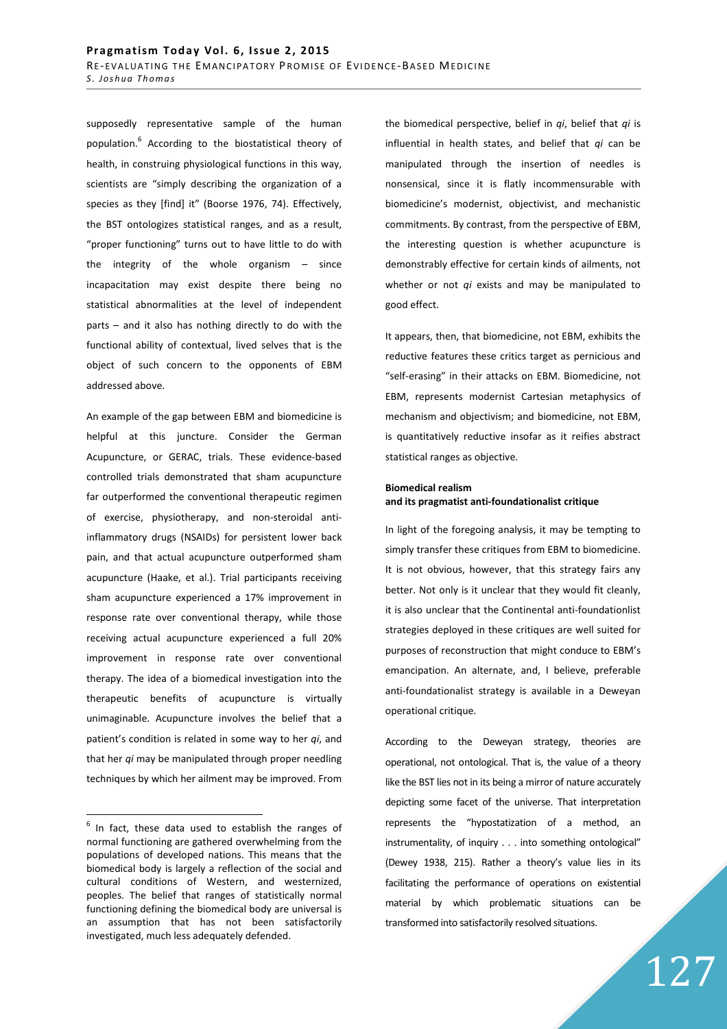supposedly representative sample of the human population.[6] According to the biostatistical theory of health, in construing physiological functions in this way, scientists are "simply describing the organization of a species as they [find] it" (Boorse 1976, 74). Effectively, the BST ontologizes statistical ranges, and as a result, "proper functioning" turns out to have little to do with the integrity of the whole organism – since incapacitation may exist despite there being no statistical abnormalities at the level of independent parts – and it also has nothing directly to do with the functional ability of contextual, lived selves that is the object of such concern to the opponents of EBM addressed above.

An example of the gap between EBM and biomedicine is helpful at this juncture. Consider the German Acupuncture, or GERAC, trials. These evidence-based controlled trials demonstrated that sham acupuncture far outperformed the conventional therapeutic regimen of exercise, physiotherapy, and non-steroidal anti-inflammatory drugs (NSAIDs) for persistent lower back pain, and that actual acupuncture outperformed sham acupuncture (Haake, et al.). Trial participants receiving sham acupuncture experienced a 17% improvement in response rate over conventional therapy, while those receiving actual acupuncture experienced a full 20% improvement in response rate over conventional therapy. The idea of a biomedical investigation into the therapeutic benefits of acupuncture is virtually unimaginable. Acupuncture involves the belief that a patient's condition is related in some way to her *qi*, and that her *qi* may be manipulated through proper needling techniques by which her ailment may be improved. From the biomedical perspective, belief in *qi*, belief that *qi* is influential in health states, and belief that *qi* can be manipulated through the insertion of needles is nonsensical, since it is flatly incommensurable with biomedicine's modernist, objectivist, and mechanistic commitments. By contrast, from the perspective of EBM, the interesting question is whether acupuncture is demonstrably effective for certain kinds of ailments, not whether or not *qi* exists and may be manipulated to good effect.

It appears, then, that biomedicine, not EBM, exhibits the reductive features these critics target as pernicious and "self-erasing" in their attacks on EBM. Biomedicine, not EBM, represents modernist Cartesian metaphysics of mechanism and objectivism; and biomedicine, not EBM, is quantitatively reductive insofar as it reifies abstract statistical ranges as objective.

### Biomedical realism and its pragmatist anti-foundationalist critique

In light of the foregoing analysis, it may be tempting to simply transfer these critiques from EBM to biomedicine. It is not obvious, however, that this strategy fairs any better. Not only is it unclear that they would fit cleanly, it is also unclear that the Continental anti-foundationlist strategies deployed in these critiques are well suited for purposes of reconstruction that might conduce to EBM's emancipation. An alternate, and, I believe, preferable anti-foundationalist strategy is available in a Deweyan operational critique.

According to the Deweyan strategy, theories are operational, not ontological. That is, the value of a theory like the BST lies not in its being a mirror of nature accurately depicting some facet of the universe. That interpretation represents the "hypostatization of a method, an instrumentality, of inquiry . . . into something ontological" (Dewey 1938, 215). Rather a theory's value lies in its facilitating the performance of operations on existential material by which problematic situations can be transformed into satisfactorily resolved situations.

---

[6] In fact, these data used to establish the ranges of normal functioning are gathered overwhelming from the populations of developed nations. This means that the biomedical body is largely a reflection of the social and cultural conditions of Western, and westernized, peoples. The belief that ranges of statistically normal functioning defining the biomedical body are universal is an assumption that has not been satisfactorily investigated, much less adequately defended.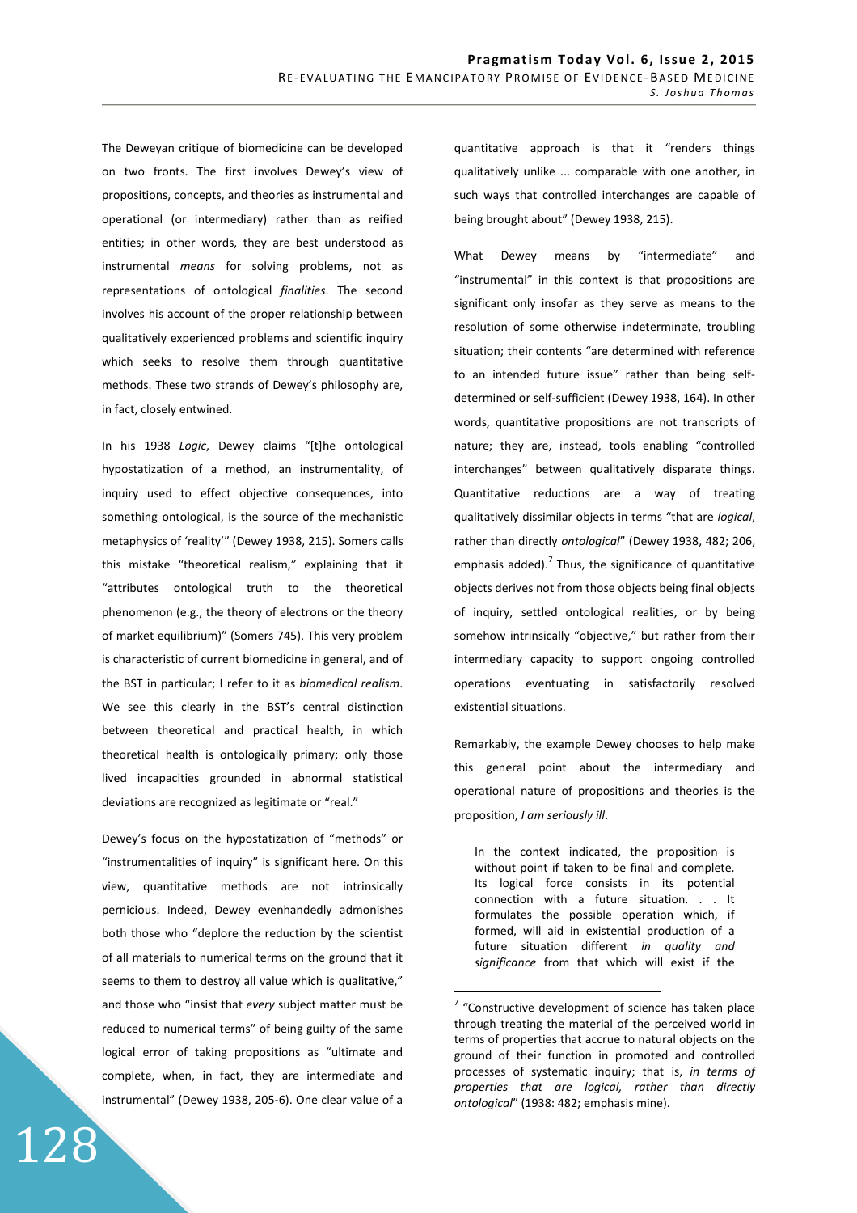The Deweyan critique of biomedicine can be developed on two fronts. The first involves Dewey's view of propositions, concepts, and theories as instrumental and operational (or intermediary) rather than as reified entities; in other words, they are best understood as instrumental *means* for solving problems, not as representations of ontological *finalities*. The second involves his account of the proper relationship between qualitatively experienced problems and scientific inquiry which seeks to resolve them through quantitative methods. These two strands of Dewey's philosophy are, in fact, closely entwined.

In his 1938 *Logic*, Dewey claims "[t]he ontological hypostatization of a method, an instrumentality, of inquiry used to effect objective consequences, into something ontological, is the source of the mechanistic metaphysics of 'reality'" (Dewey 1938, 215). Somers calls this mistake "theoretical realism," explaining that it "attributes ontological truth to the theoretical phenomenon (e.g., the theory of electrons or the theory of market equilibrium)" (Somers 745). This very problem is characteristic of current biomedicine in general, and of the BST in particular; I refer to it as *biomedical realism*. We see this clearly in the BST's central distinction between theoretical and practical health, in which theoretical health is ontologically primary; only those lived incapacities grounded in abnormal statistical deviations are recognized as legitimate or "real."

Dewey's focus on the hypostatization of "methods" or "instrumentalities of inquiry" is significant here. On this view, quantitative methods are not intrinsically pernicious. Indeed, Dewey evenhandedly admonishes both those who "deplore the reduction by the scientist of all materials to numerical terms on the ground that it seems to them to destroy all value which is qualitative," and those who "insist that *every* subject matter must be reduced to numerical terms" of being guilty of the same logical error of taking propositions as "ultimate and complete, when, in fact, they are intermediate and instrumental" (Dewey 1938, 205-6). One clear value of a quantitative approach is that it "renders things qualitatively unlike ... comparable with one another, in such ways that controlled interchanges are capable of being brought about" (Dewey 1938, 215).

What Dewey means by "intermediate" and "instrumental" in this context is that propositions are significant only insofar as they serve as means to the resolution of some otherwise indeterminate, troubling situation; their contents "are determined with reference to an intended future issue" rather than being self-determined or self-sufficient (Dewey 1938, 164). In other words, quantitative propositions are not transcripts of nature; they are, instead, tools enabling "controlled interchanges" between qualitatively disparate things. Quantitative reductions are a way of treating qualitatively dissimilar objects in terms "that are *logical*, rather than directly *ontological*" (Dewey 1938, 482; 206, emphasis added).[7] Thus, the significance of quantitative objects derives not from those objects being final objects of inquiry, settled ontological realities, or by being somehow intrinsically "objective," but rather from their intermediary capacity to support ongoing controlled operations eventuating in satisfactorily resolved existential situations.

Remarkably, the example Dewey chooses to help make this general point about the intermediary and operational nature of propositions and theories is the proposition, *I am seriously ill*.

> In the context indicated, the proposition is without point if taken to be final and complete. Its logical force consists in its potential connection with a future situation. . . It formulates the possible operation which, if formed, will aid in existential production of a future situation different *in quality and significance* from that which will exist if the

---

[7] "Constructive development of science has taken place through treating the material of the perceived world in terms of properties that accrue to natural objects on the ground of their function in promoted and controlled processes of systematic inquiry; that is, *in terms of properties that are logical, rather than directly ontological*" (1938: 482; emphasis mine).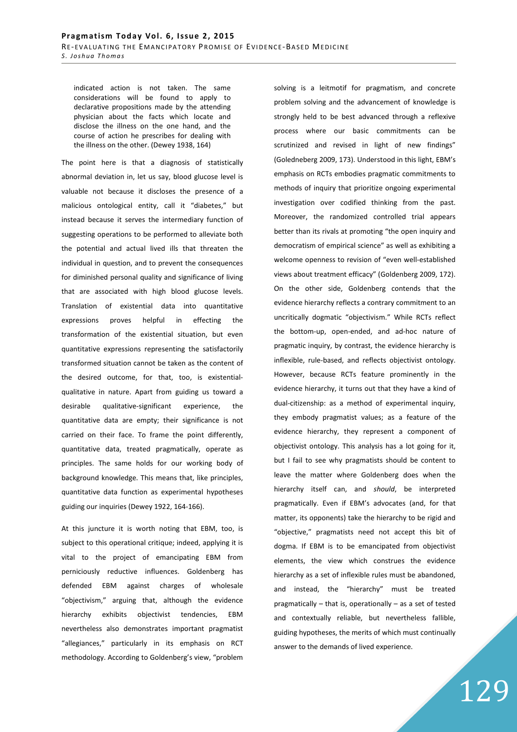indicated action is not taken. The same considerations will be found to apply to declarative propositions made by the attending physician about the facts which locate and disclose the illness on the one hand, and the course of action he prescribes for dealing with the illness on the other. (Dewey 1938, 164)

The point here is that a diagnosis of statistically abnormal deviation in, let us say, blood glucose level is valuable not because it discloses the presence of a malicious ontological entity, call it "diabetes," but instead because it serves the intermediary function of suggesting operations to be performed to alleviate both the potential and actual lived ills that threaten the individual in question, and to prevent the consequences for diminished personal quality and significance of living that are associated with high blood glucose levels. Translation of existential data into quantitative expressions proves helpful in effecting the transformation of the existential situation, but even quantitative expressions representing the satisfactorily transformed situation cannot be taken as the content of the desired outcome, for that, too, is existential-qualitative in nature. Apart from guiding us toward a desirable qualitative-significant experience, the quantitative data are empty; their significance is not carried on their face. To frame the point differently, quantitative data, treated pragmatically, operate as principles. The same holds for our working body of background knowledge. This means that, like principles, quantitative data function as experimental hypotheses guiding our inquiries (Dewey 1922, 164-166).

At this juncture it is worth noting that EBM, too, is subject to this operational critique; indeed, applying it is vital to the project of emancipating EBM from perniciously reductive influences. Goldenberg has defended EBM against charges of wholesale "objectivism," arguing that, although the evidence hierarchy exhibits objectivist tendencies, EBM nevertheless also demonstrates important pragmatist "allegiances," particularly in its emphasis on RCT methodology. According to Goldenberg's view, "problem solving is a leitmotif for pragmatism, and concrete problem solving and the advancement of knowledge is strongly held to be best advanced through a reflexive process where our basic commitments can be scrutinized and revised in light of new findings" (Goledneberg 2009, 173). Understood in this light, EBM's emphasis on RCTs embodies pragmatic commitments to methods of inquiry that prioritize ongoing experimental investigation over codified thinking from the past. Moreover, the randomized controlled trial appears better than its rivals at promoting "the open inquiry and democratism of empirical science" as well as exhibiting a welcome openness to revision of "even well-established views about treatment efficacy" (Goldenberg 2009, 172). On the other side, Goldenberg contends that the evidence hierarchy reflects a contrary commitment to an uncritically dogmatic "objectivism." While RCTs reflect the bottom-up, open-ended, and ad-hoc nature of pragmatic inquiry, by contrast, the evidence hierarchy is inflexible, rule-based, and reflects objectivist ontology. However, because RCTs feature prominently in the evidence hierarchy, it turns out that they have a kind of dual-citizenship: as a method of experimental inquiry, they embody pragmatist values; as a feature of the evidence hierarchy, they represent a component of objectivist ontology. This analysis has a lot going for it, but I fail to see why pragmatists should be content to leave the matter where Goldenberg does when the hierarchy itself can, and *should*, be interpreted pragmatically. Even if EBM's advocates (and, for that matter, its opponents) take the hierarchy to be rigid and "objective," pragmatists need not accept this bit of dogma. If EBM is to be emancipated from objectivist elements, the view which construes the evidence hierarchy as a set of inflexible rules must be abandoned, and instead, the "hierarchy" must be treated pragmatically – that is, operationally – as a set of tested and contextually reliable, but nevertheless fallible, guiding hypotheses, the merits of which must continually answer to the demands of lived experience.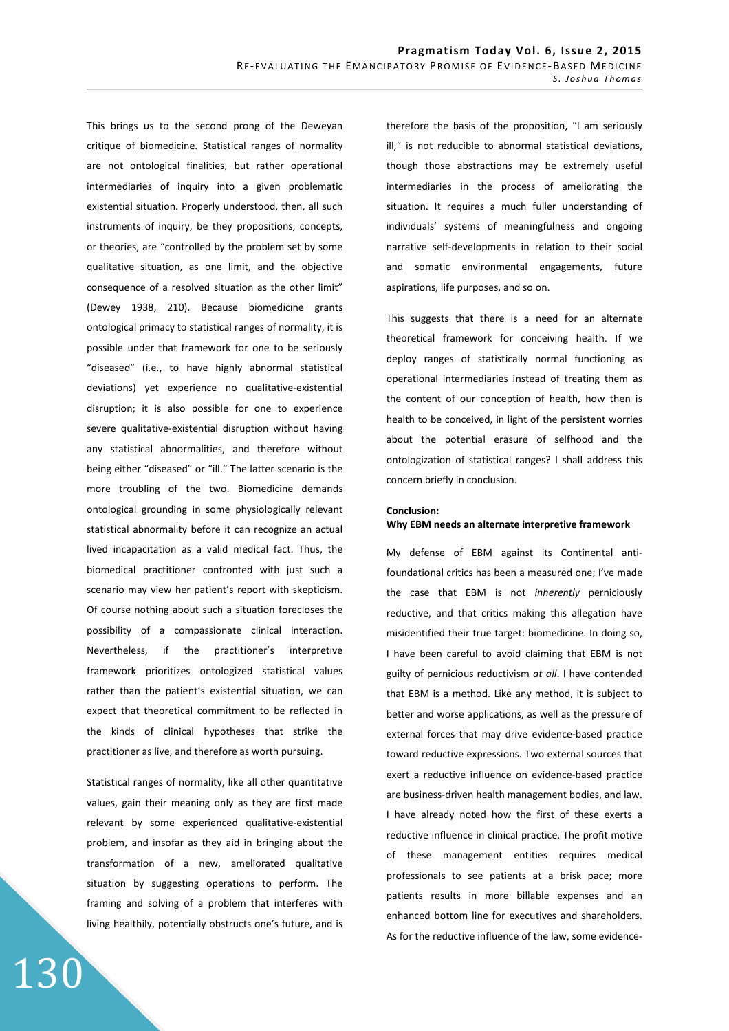This brings us to the second prong of the Deweyan critique of biomedicine. Statistical ranges of normality are not ontological finalities, but rather operational intermediaries of inquiry into a given problematic existential situation. Properly understood, then, all such instruments of inquiry, be they propositions, concepts, or theories, are "controlled by the problem set by some qualitative situation, as one limit, and the objective consequence of a resolved situation as the other limit" (Dewey 1938, 210). Because biomedicine grants ontological primacy to statistical ranges of normality, it is possible under that framework for one to be seriously "diseased" (i.e., to have highly abnormal statistical deviations) yet experience no qualitative-existential disruption; it is also possible for one to experience severe qualitative-existential disruption without having any statistical abnormalities, and therefore without being either "diseased" or "ill." The latter scenario is the more troubling of the two. Biomedicine demands ontological grounding in some physiologically relevant statistical abnormality before it can recognize an actual lived incapacitation as a valid medical fact. Thus, the biomedical practitioner confronted with just such a scenario may view her patient's report with skepticism. Of course nothing about such a situation forecloses the possibility of a compassionate clinical interaction. Nevertheless, if the practitioner's interpretive framework prioritizes ontologized statistical values rather than the patient's existential situation, we can expect that theoretical commitment to be reflected in the kinds of clinical hypotheses that strike the practitioner as live, and therefore as worth pursuing.

Statistical ranges of normality, like all other quantitative values, gain their meaning only as they are first made relevant by some experienced qualitative-existential problem, and insofar as they aid in bringing about the transformation of a new, ameliorated qualitative situation by suggesting operations to perform. The framing and solving of a problem that interferes with living healthily, potentially obstructs one's future, and is therefore the basis of the proposition, "I am seriously ill," is not reducible to abnormal statistical deviations, though those abstractions may be extremely useful intermediaries in the process of ameliorating the situation. It requires a much fuller understanding of individuals' systems of meaningfulness and ongoing narrative self-developments in relation to their social and somatic environmental engagements, future aspirations, life purposes, and so on.

This suggests that there is a need for an alternate theoretical framework for conceiving health. If we deploy ranges of statistically normal functioning as operational intermediaries instead of treating them as the content of our conception of health, how then is health to be conceived, in light of the persistent worries about the potential erasure of selfhood and the ontologization of statistical ranges? I shall address this concern briefly in conclusion.

## Conclusion: Why EBM needs an alternate interpretive framework

My defense of EBM against its Continental anti-foundational critics has been a measured one; I've made the case that EBM is not *inherently* perniciously reductive, and that critics making this allegation have misidentified their true target: biomedicine. In doing so, I have been careful to avoid claiming that EBM is not guilty of pernicious reductivism *at all*. I have contended that EBM is a method. Like any method, it is subject to better and worse applications, as well as the pressure of external forces that may drive evidence-based practice toward reductive expressions. Two external sources that exert a reductive influence on evidence-based practice are business-driven health management bodies, and law. I have already noted how the first of these exerts a reductive influence in clinical practice. The profit motive of these management entities requires medical professionals to see patients at a brisk pace; more patients results in more billable expenses and an enhanced bottom line for executives and shareholders. As for the reductive influence of the law, some evidence-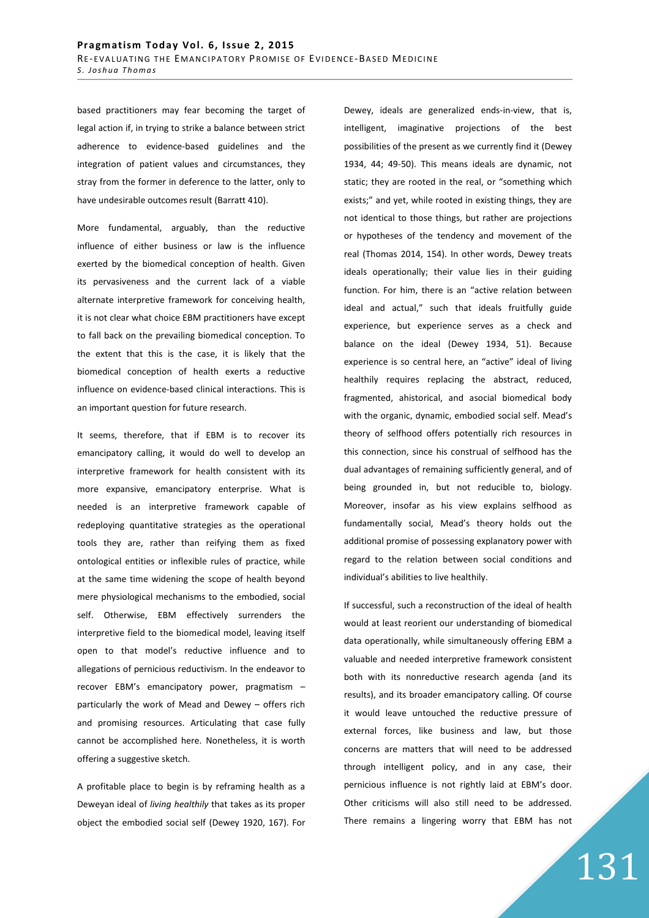based practitioners may fear becoming the target of legal action if, in trying to strike a balance between strict adherence to evidence-based guidelines and the integration of patient values and circumstances, they stray from the former in deference to the latter, only to have undesirable outcomes result (Barratt 410).

More fundamental, arguably, than the reductive influence of either business or law is the influence exerted by the biomedical conception of health. Given its pervasiveness and the current lack of a viable alternate interpretive framework for conceiving health, it is not clear what choice EBM practitioners have except to fall back on the prevailing biomedical conception. To the extent that this is the case, it is likely that the biomedical conception of health exerts a reductive influence on evidence-based clinical interactions. This is an important question for future research.

It seems, therefore, that if EBM is to recover its emancipatory calling, it would do well to develop an interpretive framework for health consistent with its more expansive, emancipatory enterprise. What is needed is an interpretive framework capable of redeploying quantitative strategies as the operational tools they are, rather than reifying them as fixed ontological entities or inflexible rules of practice, while at the same time widening the scope of health beyond mere physiological mechanisms to the embodied, social self. Otherwise, EBM effectively surrenders the interpretive field to the biomedical model, leaving itself open to that model's reductive influence and to allegations of pernicious reductivism. In the endeavor to recover EBM's emancipatory power, pragmatism – particularly the work of Mead and Dewey – offers rich and promising resources. Articulating that case fully cannot be accomplished here. Nonetheless, it is worth offering a suggestive sketch.

A profitable place to begin is by reframing health as a Deweyan ideal of *living healthily* that takes as its proper object the embodied social self (Dewey 1920, 167). For Dewey, ideals are generalized ends-in-view, that is, intelligent, imaginative projections of the best possibilities of the present as we currently find it (Dewey 1934, 44; 49-50). This means ideals are dynamic, not static; they are rooted in the real, or "something which exists;" and yet, while rooted in existing things, they are not identical to those things, but rather are projections or hypotheses of the tendency and movement of the real (Thomas 2014, 154). In other words, Dewey treats ideals operationally; their value lies in their guiding function. For him, there is an "active relation between ideal and actual," such that ideals fruitfully guide experience, but experience serves as a check and balance on the ideal (Dewey 1934, 51). Because experience is so central here, an "active" ideal of living healthily requires replacing the abstract, reduced, fragmented, ahistorical, and asocial biomedical body with the organic, dynamic, embodied social self. Mead's theory of selfhood offers potentially rich resources in this connection, since his construal of selfhood has the dual advantages of remaining sufficiently general, and of being grounded in, but not reducible to, biology. Moreover, insofar as his view explains selfhood as fundamentally social, Mead's theory holds out the additional promise of possessing explanatory power with regard to the relation between social conditions and individual's abilities to live healthily.

If successful, such a reconstruction of the ideal of health would at least reorient our understanding of biomedical data operationally, while simultaneously offering EBM a valuable and needed interpretive framework consistent both with its nonreductive research agenda (and its results), and its broader emancipatory calling. Of course it would leave untouched the reductive pressure of external forces, like business and law, but those concerns are matters that will need to be addressed through intelligent policy, and in any case, their pernicious influence is not rightly laid at EBM's door. Other criticisms will also still need to be addressed. There remains a lingering worry that EBM has not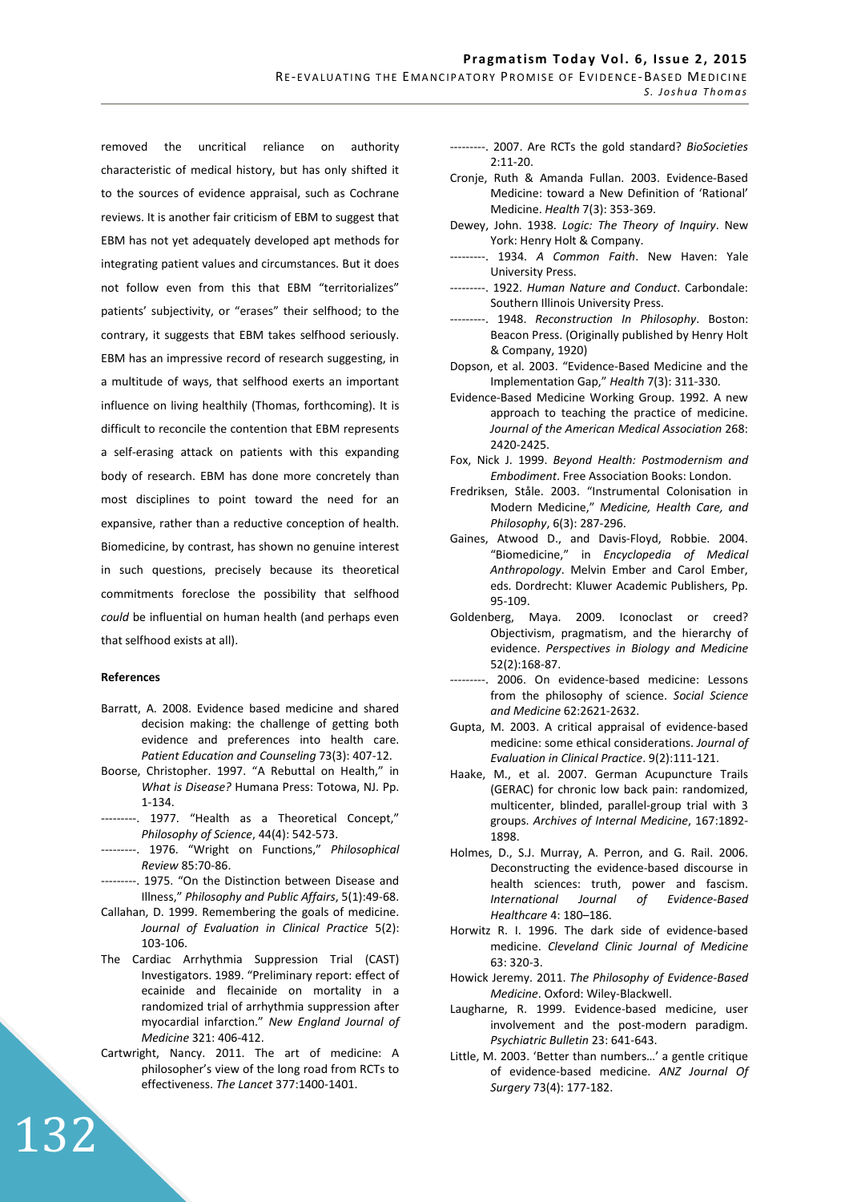removed the uncritical reliance on authority characteristic of medical history, but has only shifted it to the sources of evidence appraisal, such as Cochrane reviews. It is another fair criticism of EBM to suggest that EBM has not yet adequately developed apt methods for integrating patient values and circumstances. But it does not follow even from this that EBM "territorializes" patients' subjectivity, or "erases" their selfhood; to the contrary, it suggests that EBM takes selfhood seriously. EBM has an impressive record of research suggesting, in a multitude of ways, that selfhood exerts an important influence on living healthily (Thomas, forthcoming). It is difficult to reconcile the contention that EBM represents a self-erasing attack on patients with this expanding body of research. EBM has done more concretely than most disciplines to point toward the need for an expansive, rather than a reductive conception of health. Biomedicine, by contrast, has shown no genuine interest in such questions, precisely because its theoretical commitments foreclose the possibility that selfhood *could* be influential on human health (and perhaps even that selfhood exists at all).

#### References

Barratt, A. 2008. Evidence based medicine and shared decision making: the challenge of getting both evidence and preferences into health care. *Patient Education and Counseling* 73(3): 407-12.

Boorse, Christopher. 1997. "A Rebuttal on Health," in *What is Disease?* Humana Press: Totowa, NJ. Pp. 1-134.

---------. 1977. "Health as a Theoretical Concept," *Philosophy of Science*, 44(4): 542-573.

---------. 1976. "Wright on Functions," *Philosophical Review* 85:70-86.

---------. 1975. "On the Distinction between Disease and Illness," *Philosophy and Public Affairs*, 5(1):49-68.

Callahan, D. 1999. Remembering the goals of medicine. *Journal of Evaluation in Clinical Practice* 5(2): 103-106.

The Cardiac Arrhythmia Suppression Trial (CAST) Investigators. 1989. "Preliminary report: effect of ecainide and flecainide on mortality in a randomized trial of arrhythmia suppression after myocardial infarction." *New England Journal of Medicine* 321: 406-412.

Cartwright, Nancy. 2011. The art of medicine: A philosopher's view of the long road from RCTs to effectiveness. *The Lancet* 377:1400-1401.

---------. 2007. Are RCTs the gold standard? *BioSocieties* 2:11-20.

Cronje, Ruth & Amanda Fullan. 2003. Evidence-Based Medicine: toward a New Definition of 'Rational' Medicine. *Health* 7(3): 353-369.

Dewey, John. 1938. *Logic: The Theory of Inquiry*. New York: Henry Holt & Company.

---------. 1934. *A Common Faith*. New Haven: Yale University Press.

---------. 1922. *Human Nature and Conduct*. Carbondale: Southern Illinois University Press.

---------. 1948. *Reconstruction In Philosophy*. Boston: Beacon Press. (Originally published by Henry Holt & Company, 1920)

Dopson, et al. 2003. "Evidence-Based Medicine and the Implementation Gap," *Health* 7(3): 311-330.

Evidence-Based Medicine Working Group. 1992. A new approach to teaching the practice of medicine. *Journal of the American Medical Association* 268: 2420-2425.

Fox, Nick J. 1999. *Beyond Health: Postmodernism and Embodiment*. Free Association Books: London.

Fredriksen, Ståle. 2003. "Instrumental Colonisation in Modern Medicine," *Medicine, Health Care, and Philosophy*, 6(3): 287-296.

Gaines, Atwood D., and Davis-Floyd, Robbie. 2004. "Biomedicine," in *Encyclopedia of Medical Anthropology*. Melvin Ember and Carol Ember, eds. Dordrecht: Kluwer Academic Publishers, Pp. 95-109.

Goldenberg, Maya. 2009. Iconoclast or creed? Objectivism, pragmatism, and the hierarchy of evidence. *Perspectives in Biology and Medicine* 52(2):168-87.

---------. 2006. On evidence-based medicine: Lessons from the philosophy of science. *Social Science and Medicine* 62:2621-2632.

Gupta, M. 2003. A critical appraisal of evidence-based medicine: some ethical considerations. *Journal of Evaluation in Clinical Practice*. 9(2):111-121.

Haake, M., et al. 2007. German Acupuncture Trails (GERAC) for chronic low back pain: randomized, multicenter, blinded, parallel-group trial with 3 groups. *Archives of Internal Medicine*, 167:1892-1898.

Holmes, D., S.J. Murray, A. Perron, and G. Rail. 2006. Deconstructing the evidence-based discourse in health sciences: truth, power and fascism. *International Journal of Evidence-Based Healthcare* 4: 180–186.

Horwitz R. I. 1996. The dark side of evidence-based medicine. *Cleveland Clinic Journal of Medicine* 63: 320-3.

Howick Jeremy. 2011. *The Philosophy of Evidence-Based Medicine*. Oxford: Wiley-Blackwell.

Laugharne, R. 1999. Evidence-based medicine, user involvement and the post-modern paradigm. *Psychiatric Bulletin* 23: 641-643.

Little, M. 2003. 'Better than numbers…' a gentle critique of evidence-based medicine. *ANZ Journal Of Surgery* 73(4): 177-182.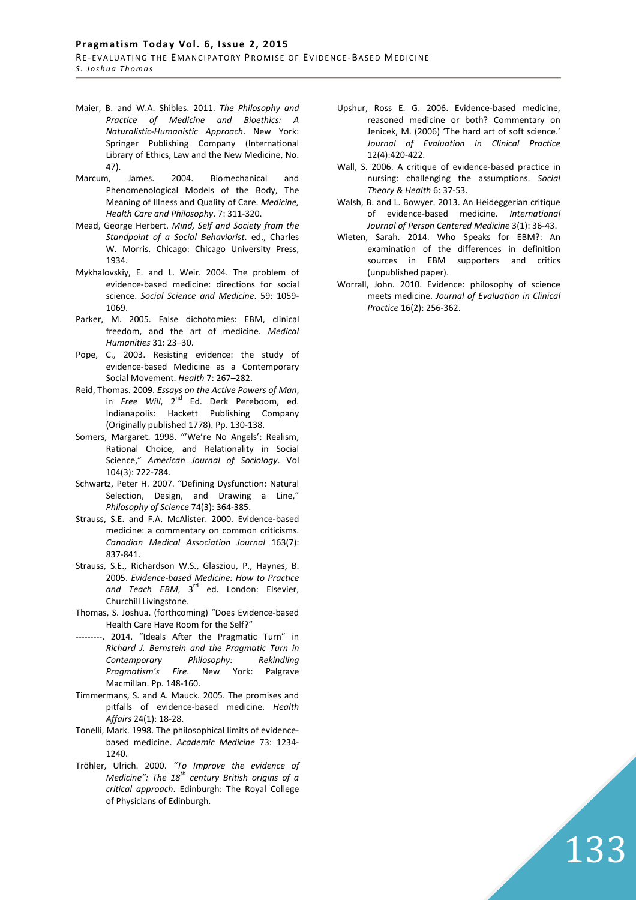Maier, B. and W.A. Shibles. 2011. *The Philosophy and Practice of Medicine and Bioethics: A Naturalistic-Humanistic Approach*. New York: Springer Publishing Company (International Library of Ethics, Law and the New Medicine, No. 47).

Marcum, James. 2004. Biomechanical and Phenomenological Models of the Body, The Meaning of Illness and Quality of Care. *Medicine, Health Care and Philosophy*. 7: 311-320.

Mead, George Herbert. *Mind, Self and Society from the Standpoint of a Social Behaviorist*. ed., Charles W. Morris. Chicago: Chicago University Press, 1934.

Mykhalovskiy, E. and L. Weir. 2004. The problem of evidence-based medicine: directions for social science. *Social Science and Medicine*. 59: 1059-1069.

Parker, M. 2005. False dichotomies: EBM, clinical freedom, and the art of medicine. *Medical Humanities* 31: 23–30.

Pope, C., 2003. Resisting evidence: the study of evidence-based Medicine as a Contemporary Social Movement. *Health* 7: 267–282.

Reid, Thomas. 2009. *Essays on the Active Powers of Man*, in *Free Will*, 2nd Ed. Derk Pereboom, ed. Indianapolis: Hackett Publishing Company (Originally published 1778). Pp. 130-138.

Somers, Margaret. 1998. "'We're No Angels': Realism, Rational Choice, and Relationality in Social Science," *American Journal of Sociology*. Vol 104(3): 722-784.

Schwartz, Peter H. 2007. "Defining Dysfunction: Natural Selection, Design, and Drawing a Line," *Philosophy of Science* 74(3): 364-385.

Strauss, S.E. and F.A. McAlister. 2000. Evidence-based medicine: a commentary on common criticisms. *Canadian Medical Association Journal* 163(7): 837-841.

Strauss, S.E., Richardson W.S., Glasziou, P., Haynes, B. 2005. *Evidence-based Medicine: How to Practice and Teach EBM*, 3rd ed. London: Elsevier, Churchill Livingstone.

Thomas, S. Joshua. (forthcoming) "Does Evidence-based Health Care Have Room for the Self?"

---------. 2014. "Ideals After the Pragmatic Turn" in *Richard J. Bernstein and the Pragmatic Turn in Contemporary Philosophy: Rekindling Pragmatism's Fire*. New York: Palgrave Macmillan. Pp. 148-160.

Timmermans, S. and A. Mauck. 2005. The promises and pitfalls of evidence-based medicine. *Health Affairs* 24(1): 18-28.

Tonelli, Mark. 1998. The philosophical limits of evidence-based medicine. *Academic Medicine* 73: 1234-1240.

Tröhler, Ulrich. 2000. *"To Improve the evidence of Medicine": The 18th century British origins of a critical approach*. Edinburgh: The Royal College of Physicians of Edinburgh.

Upshur, Ross E. G. 2006. Evidence-based medicine, reasoned medicine or both? Commentary on Jenicek, M. (2006) 'The hard art of soft science.' *Journal of Evaluation in Clinical Practice* 12(4):420-422.

Wall, S. 2006. A critique of evidence-based practice in nursing: challenging the assumptions. *Social Theory & Health* 6: 37-53.

Walsh, B. and L. Bowyer. 2013. An Heideggerian critique of evidence-based medicine. *International Journal of Person Centered Medicine* 3(1): 36-43.

Wieten, Sarah. 2014. Who Speaks for EBM?: An examination of the differences in definition sources in EBM supporters and critics (unpublished paper).

Worrall, John. 2010. Evidence: philosophy of science meets medicine. *Journal of Evaluation in Clinical Practice* 16(2): 256-362.